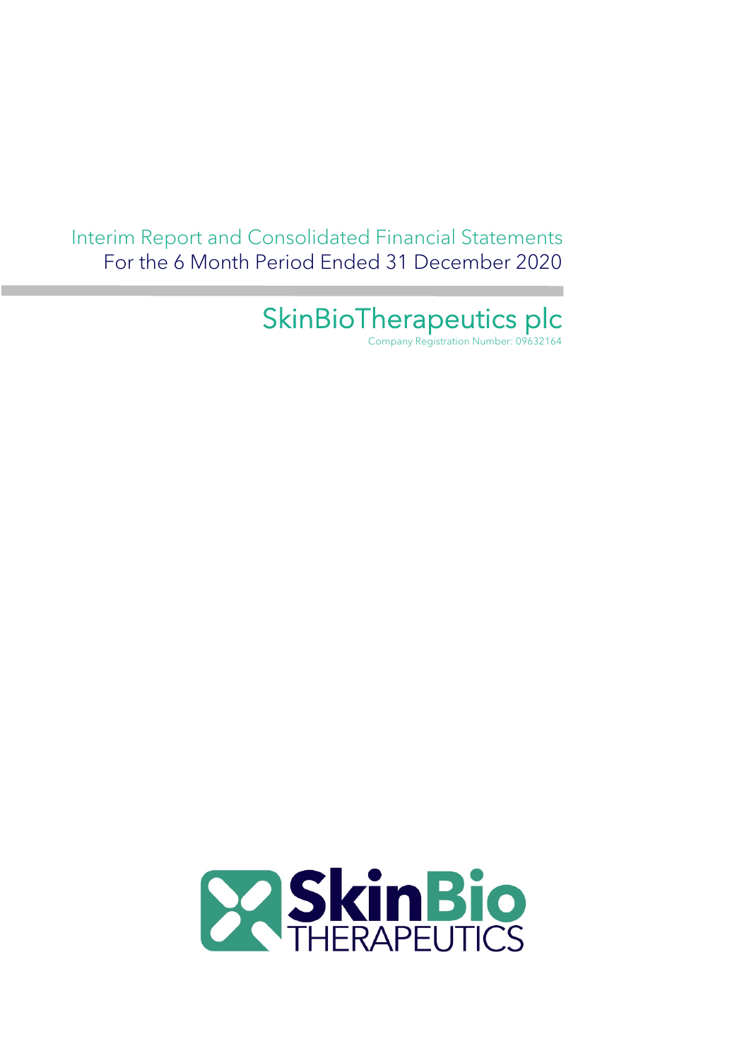Interim Report and Consolidated Financial Statements

For the 6 Month Period Ended 31 December 2020

# SkinBioTherapeutics plc

Company Registration Number: 09632164

SkinBio THERAPEUTICS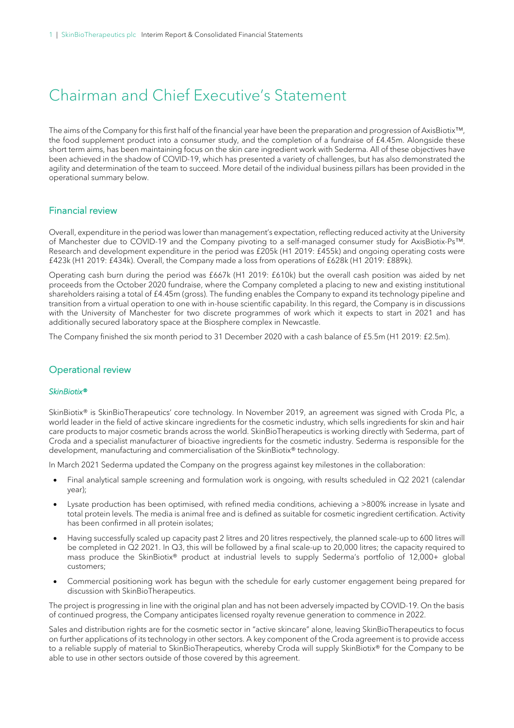# Chairman and Chief Executive's Statement

The aims of the Company for this first half of the financial year have been the preparation and progression of AxisBiotix™, the food supplement product into a consumer study, and the completion of a fundraise of £4.45m. Alongside these short term aims, has been maintaining focus on the skin care ingredient work with Sederma. All of these objectives have been achieved in the shadow of COVID-19, which has presented a variety of challenges, but has also demonstrated the agility and determination of the team to succeed. More detail of the individual business pillars has been provided in the operational summary below.

## Financial review

Overall, expenditure in the period was lower than management's expectation, reflecting reduced activity at the University of Manchester due to COVID-19 and the Company pivoting to a self-managed consumer study for AxisBiotix-Ps™. Research and development expenditure in the period was £205k (H1 2019: £455k) and ongoing operating costs were £423k (H1 2019: £434k). Overall, the Company made a loss from operations of £628k (H1 2019: £889k).

Operating cash burn during the period was £667k (H1 2019: £610k) but the overall cash position was aided by net proceeds from the October 2020 fundraise, where the Company completed a placing to new and existing institutional shareholders raising a total of £4.45m (gross). The funding enables the Company to expand its technology pipeline and transition from a virtual operation to one with in-house scientific capability. In this regard, the Company is in discussions with the University of Manchester for two discrete programmes of work which it expects to start in 2021 and has additionally secured laboratory space at the Biosphere complex in Newcastle.

The Company finished the six month period to 31 December 2020 with a cash balance of £5.5m (H1 2019: £2.5m).

## Operational review

### *SkinBiotix®*

SkinBiotix® is SkinBioTherapeutics' core technology. In November 2019, an agreement was signed with Croda Plc, a world leader in the field of active skincare ingredients for the cosmetic industry, which sells ingredients for skin and hair care products to major cosmetic brands across the world. SkinBioTherapeutics is working directly with Sederma, part of Croda and a specialist manufacturer of bioactive ingredients for the cosmetic industry. Sederma is responsible for the development, manufacturing and commercialisation of the SkinBiotix® technology.

In March 2021 Sederma updated the Company on the progress against key milestones in the collaboration:

- Final analytical sample screening and formulation work is ongoing, with results scheduled in Q2 2021 (calendar year);
- Lysate production has been optimised, with refined media conditions, achieving a >800% increase in lysate and total protein levels. The media is animal free and is defined as suitable for cosmetic ingredient certification. Activity has been confirmed in all protein isolates;
- Having successfully scaled up capacity past 2 litres and 20 litres respectively, the planned scale-up to 600 litres will be completed in Q2 2021. In Q3, this will be followed by a final scale-up to 20,000 litres; the capacity required to mass produce the SkinBiotix® product at industrial levels to supply Sederma's portfolio of 12,000+ global customers;
- Commercial positioning work has begun with the schedule for early customer engagement being prepared for discussion with SkinBioTherapeutics.

The project is progressing in line with the original plan and has not been adversely impacted by COVID-19. On the basis of continued progress, the Company anticipates licensed royalty revenue generation to commence in 2022.

Sales and distribution rights are for the cosmetic sector in "active skincare" alone, leaving SkinBioTherapeutics to focus on further applications of its technology in other sectors. A key component of the Croda agreement is to provide access to a reliable supply of material to SkinBioTherapeutics, whereby Croda will supply SkinBiotix® for the Company to be able to use in other sectors outside of those covered by this agreement.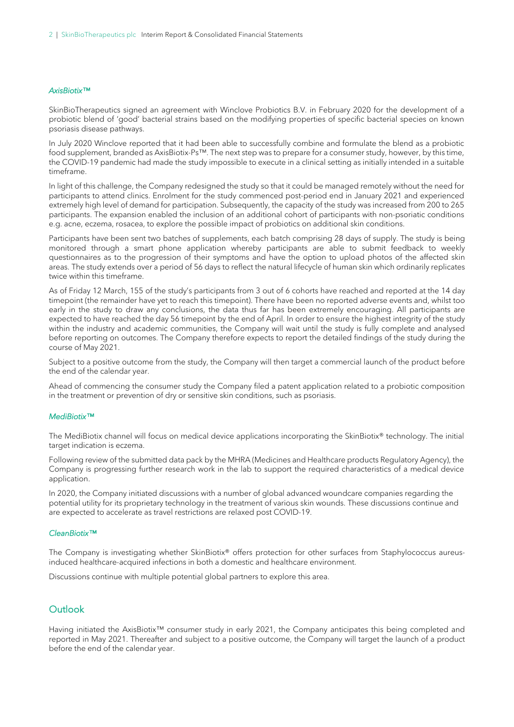### *AxisBiotix™*

SkinBioTherapeutics signed an agreement with Winclove Probiotics B.V. in February 2020 for the development of a probiotic blend of 'good' bacterial strains based on the modifying properties of specific bacterial species on known psoriasis disease pathways.

In July 2020 Winclove reported that it had been able to successfully combine and formulate the blend as a probiotic food supplement, branded as AxisBiotix-Ps™. The next step was to prepare for a consumer study, however, by this time, the COVID-19 pandemic had made the study impossible to execute in a clinical setting as initially intended in a suitable timeframe.

In light of this challenge, the Company redesigned the study so that it could be managed remotely without the need for participants to attend clinics. Enrolment for the study commenced post-period end in January 2021 and experienced extremely high level of demand for participation. Subsequently, the capacity of the study was increased from 200 to 265 participants. The expansion enabled the inclusion of an additional cohort of participants with non-psoriatic conditions e.g. acne, eczema, rosacea, to explore the possible impact of probiotics on additional skin conditions.

Participants have been sent two batches of supplements, each batch comprising 28 days of supply. The study is being monitored through a smart phone application whereby participants are able to submit feedback to weekly questionnaires as to the progression of their symptoms and have the option to upload photos of the affected skin areas. The study extends over a period of 56 days to reflect the natural lifecycle of human skin which ordinarily replicates twice within this timeframe.

As of Friday 12 March, 155 of the study's participants from 3 out of 6 cohorts have reached and reported at the 14 day timepoint (the remainder have yet to reach this timepoint). There have been no reported adverse events and, whilst too early in the study to draw any conclusions, the data thus far has been extremely encouraging. All participants are expected to have reached the day 56 timepoint by the end of April. In order to ensure the highest integrity of the study within the industry and academic communities, the Company will wait until the study is fully complete and analysed before reporting on outcomes. The Company therefore expects to report the detailed findings of the study during the course of May 2021.

Subject to a positive outcome from the study, the Company will then target a commercial launch of the product before the end of the calendar year.

Ahead of commencing the consumer study the Company filed a patent application related to a probiotic composition in the treatment or prevention of dry or sensitive skin conditions, such as psoriasis.

### *MediBiotix™*

The MediBiotix channel will focus on medical device applications incorporating the SkinBiotix® technology. The initial target indication is eczema.

Following review of the submitted data pack by the MHRA (Medicines and Healthcare products Regulatory Agency), the Company is progressing further research work in the lab to support the required characteristics of a medical device application.

In 2020, the Company initiated discussions with a number of global advanced woundcare companies regarding the potential utility for its proprietary technology in the treatment of various skin wounds. These discussions continue and are expected to accelerate as travel restrictions are relaxed post COVID-19.

### *CleanBiotix™*

The Company is investigating whether SkinBiotix® offers protection for other surfaces from Staphylococcus aureus-induced healthcare-acquired infections in both a domestic and healthcare environment.

Discussions continue with multiple potential global partners to explore this area.

## Outlook

Having initiated the AxisBiotix™ consumer study in early 2021, the Company anticipates this being completed and reported in May 2021. Thereafter and subject to a positive outcome, the Company will target the launch of a product before the end of the calendar year.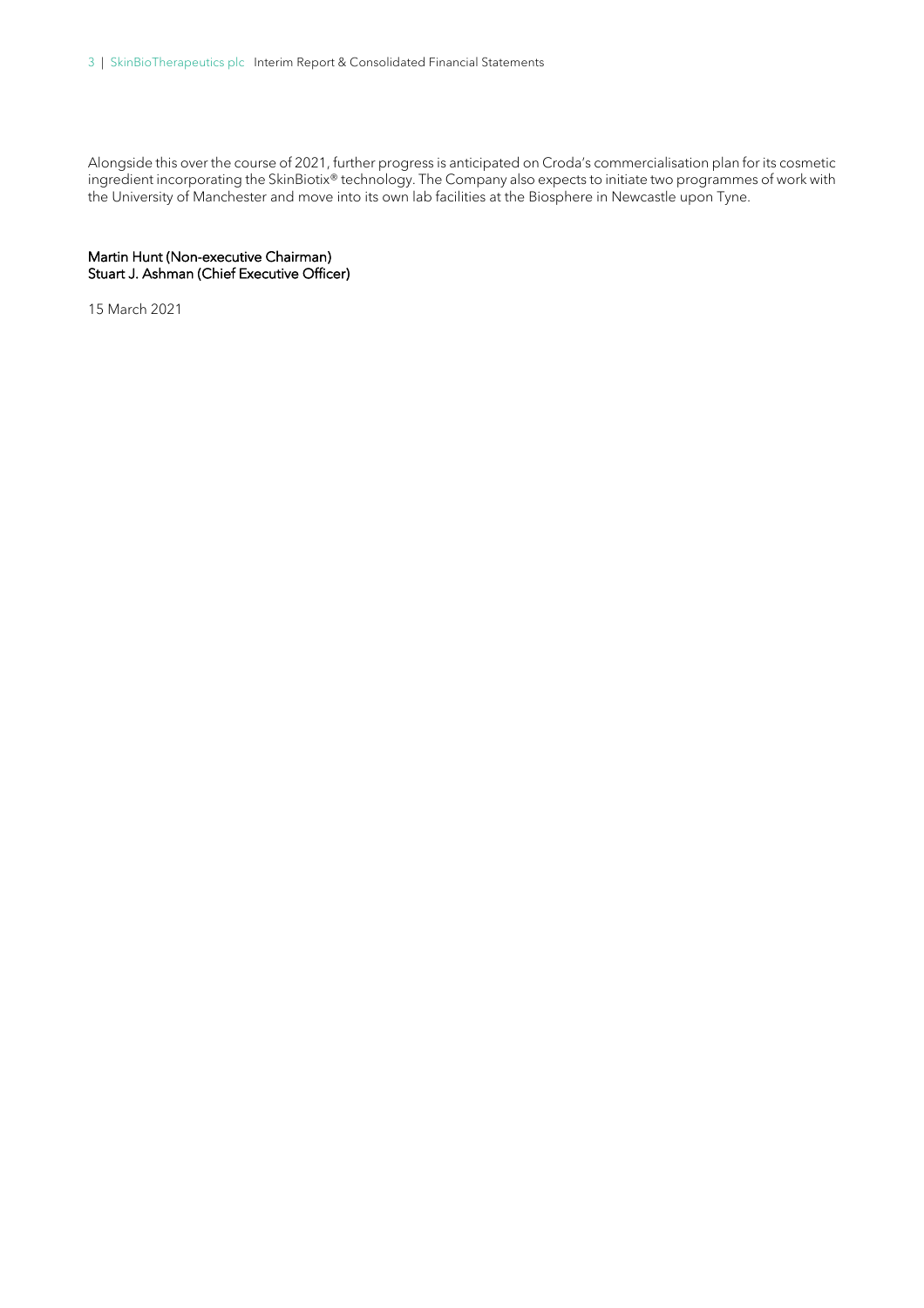Alongside this over the course of 2021, further progress is anticipated on Croda's commercialisation plan for its cosmetic ingredient incorporating the SkinBiotix® technology. The Company also expects to initiate two programmes of work with the University of Manchester and move into its own lab facilities at the Biosphere in Newcastle upon Tyne.

**Martin Hunt (Non-executive Chairman)**
**Stuart J. Ashman (Chief Executive Officer)**

15 March 2021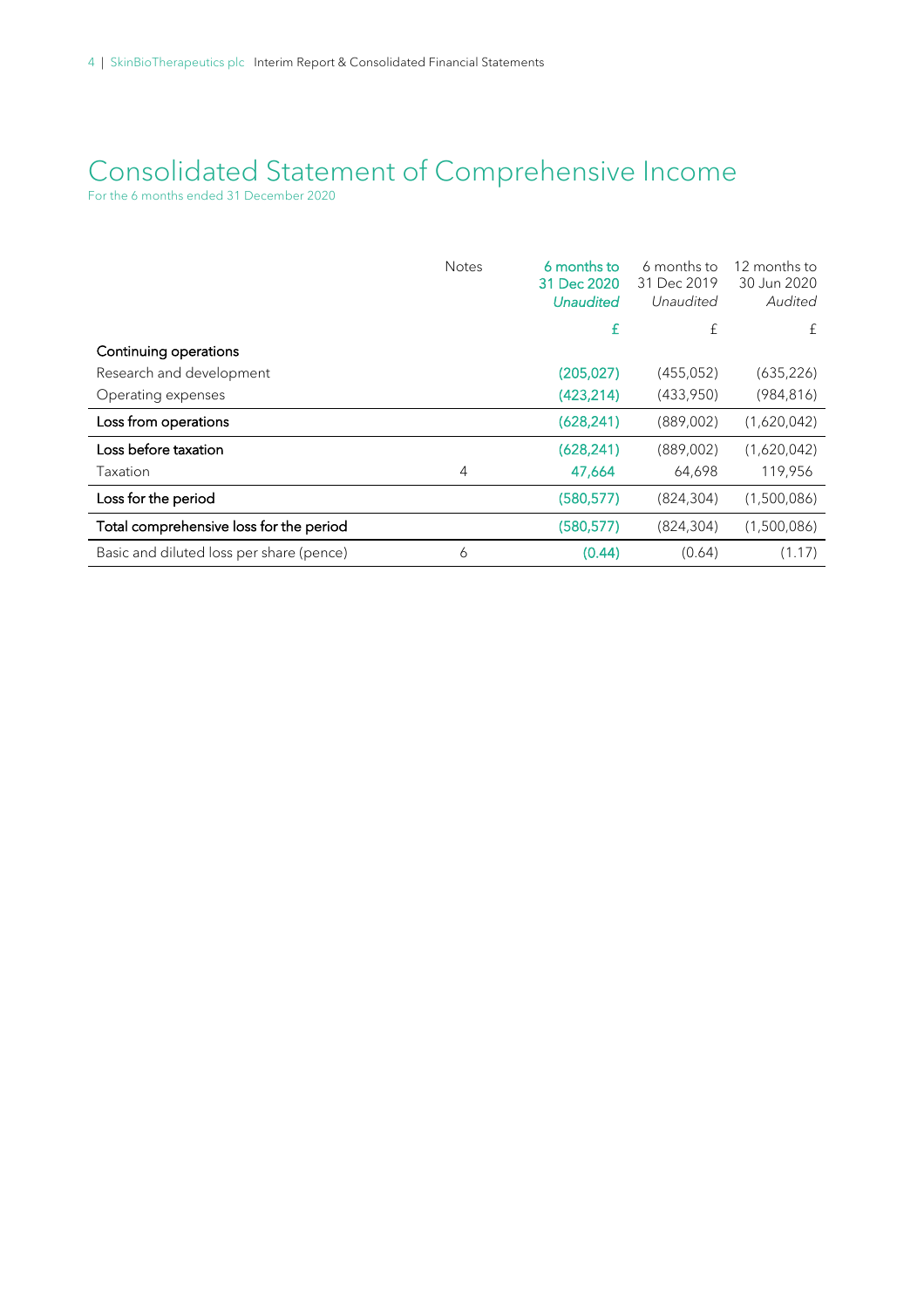# Consolidated Statement of Comprehensive Income

For the 6 months ended 31 December 2020

| | Notes | 6 months to 31 Dec 2020 *Unaudited* | 6 months to 31 Dec 2019 *Unaudited* | 12 months to 30 Jun 2020 *Audited* |
|---|---|---|---|---|
| | | £ | £ | £ |
| **Continuing operations** | | | | |
| Research and development | | (205,027) | (455,052) | (635,226) |
| Operating expenses | | (423,214) | (433,950) | (984,816) |
| **Loss from operations** | | (628,241) | (889,002) | (1,620,042) |
| **Loss before taxation** | | (628,241) | (889,002) | (1,620,042) |
| Taxation | 4 | 47,664 | 64,698 | 119,956 |
| **Loss for the period** | | (580,577) | (824,304) | (1,500,086) |
| **Total comprehensive loss for the period** | | (580,577) | (824,304) | (1,500,086) |
| Basic and diluted loss per share (pence) | 6 | (0.44) | (0.64) | (1.17) |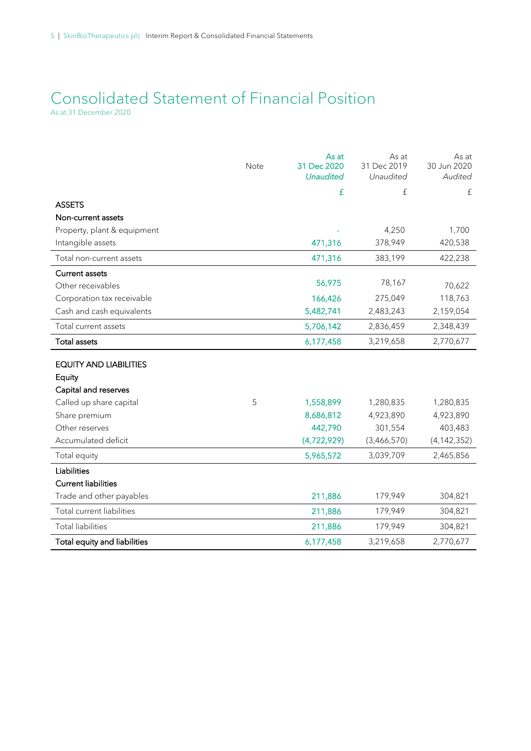# Consolidated Statement of Financial Position

As at 31 December 2020

| | Note | As at 31 Dec 2020 *Unaudited* | As at 31 Dec 2019 *Unaudited* | As at 30 Jun 2020 *Audited* |
|---|---|---|---|---|
| | | £ | £ | £ |
| **ASSETS** | | | | |
| **Non-current assets** | | | | |
| Property, plant & equipment | | - | 4,250 | 1,700 |
| Intangible assets | | 471,316 | 378,949 | 420,538 |
| Total non-current assets | | 471,316 | 383,199 | 422,238 |
| **Current assets** | | | | |
| Other receivables | | 56,975 | 78,167 | 70,622 |
| Corporation tax receivable | | 166,426 | 275,049 | 118,763 |
| Cash and cash equivalents | | 5,482,741 | 2,483,243 | 2,159,054 |
| Total current assets | | 5,706,142 | 2,836,459 | 2,348,439 |
| **Total assets** | | 6,177,458 | 3,219,658 | 2,770,677 |
| **EQUITY AND LIABILITIES** | | | | |
| **Equity** | | | | |
| **Capital and reserves** | | | | |
| Called up share capital | 5 | 1,558,899 | 1,280,835 | 1,280,835 |
| Share premium | | 8,686,812 | 4,923,890 | 4,923,890 |
| Other reserves | | 442,790 | 301,554 | 403,483 |
| Accumulated deficit | | (4,722,929) | (3,466,570) | (4,142,352) |
| Total equity | | 5,965,572 | 3,039,709 | 2,465,856 |
| **Liabilities** | | | | |
| **Current liabilities** | | | | |
| Trade and other payables | | 211,886 | 179,949 | 304,821 |
| Total current liabilities | | 211,886 | 179,949 | 304,821 |
| Total liabilities | | 211,886 | 179,949 | 304,821 |
| **Total equity and liabilities** | | 6,177,458 | 3,219,658 | 2,770,677 |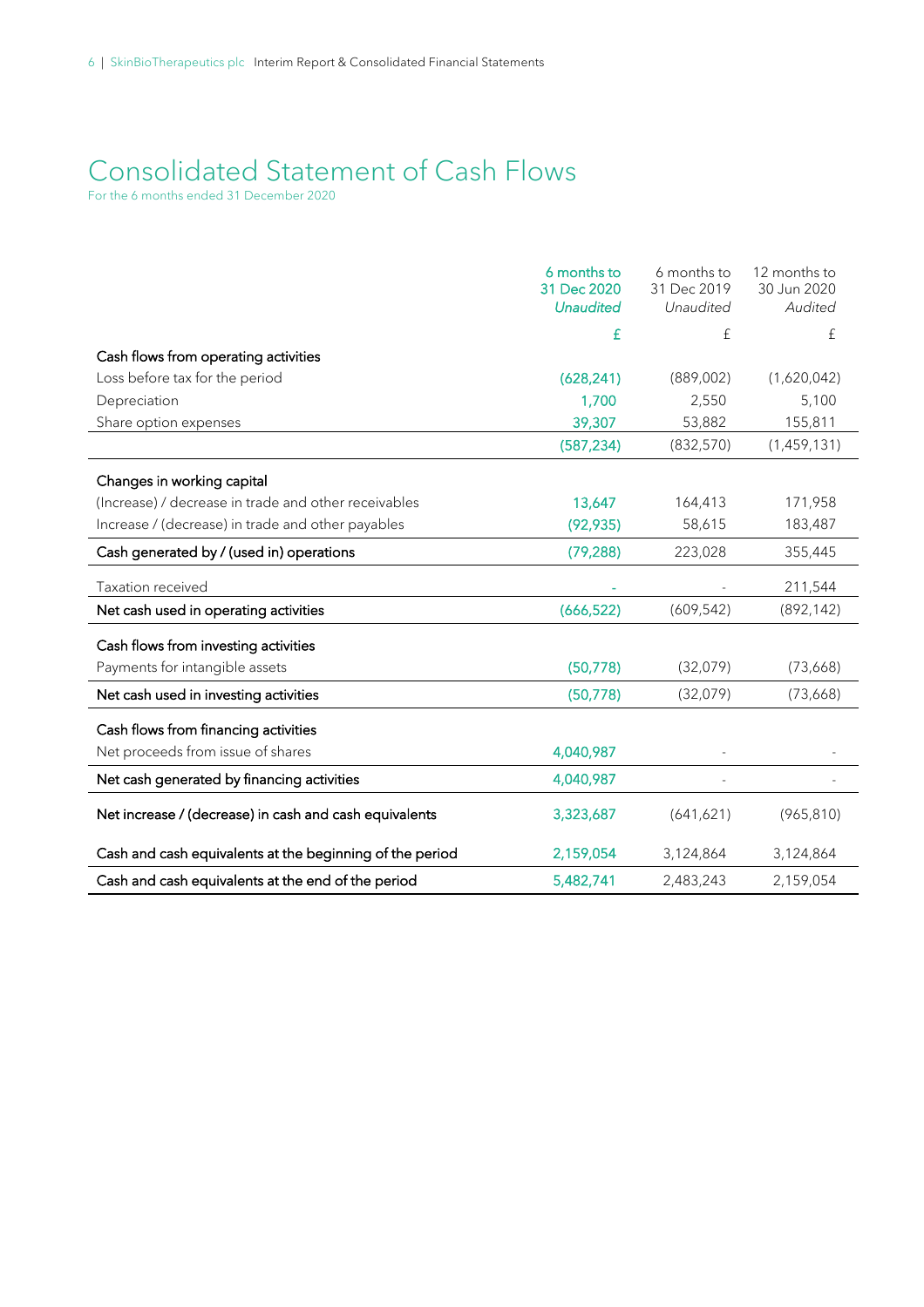# Consolidated Statement of Cash Flows

For the 6 months ended 31 December 2020

| | 6 months to 31 Dec 2020 *Unaudited* | 6 months to 31 Dec 2019 *Unaudited* | 12 months to 30 Jun 2020 *Audited* |
|---|---|---|---|
| | £ | £ | £ |
| Cash flows from operating activities | | | |
| Loss before tax for the period | (628,241) | (889,002) | (1,620,042) |
| Depreciation | 1,700 | 2,550 | 5,100 |
| Share option expenses | 39,307 | 53,882 | 155,811 |
| | (587,234) | (832,570) | (1,459,131) |
| Changes in working capital | | | |
| (Increase) / decrease in trade and other receivables | 13,647 | 164,413 | 171,958 |
| Increase / (decrease) in trade and other payables | (92,935) | 58,615 | 183,487 |
| Cash generated by / (used in) operations | (79,288) | 223,028 | 355,445 |
| Taxation received | - | - | 211,544 |
| Net cash used in operating activities | (666,522) | (609,542) | (892,142) |
| Cash flows from investing activities | | | |
| Payments for intangible assets | (50,778) | (32,079) | (73,668) |
| Net cash used in investing activities | (50,778) | (32,079) | (73,668) |
| Cash flows from financing activities | | | |
| Net proceeds from issue of shares | 4,040,987 | - | - |
| Net cash generated by financing activities | 4,040,987 | - | - |
| Net increase / (decrease) in cash and cash equivalents | 3,323,687 | (641,621) | (965,810) |
| Cash and cash equivalents at the beginning of the period | 2,159,054 | 3,124,864 | 3,124,864 |
| Cash and cash equivalents at the end of the period | 5,482,741 | 2,483,243 | 2,159,054 |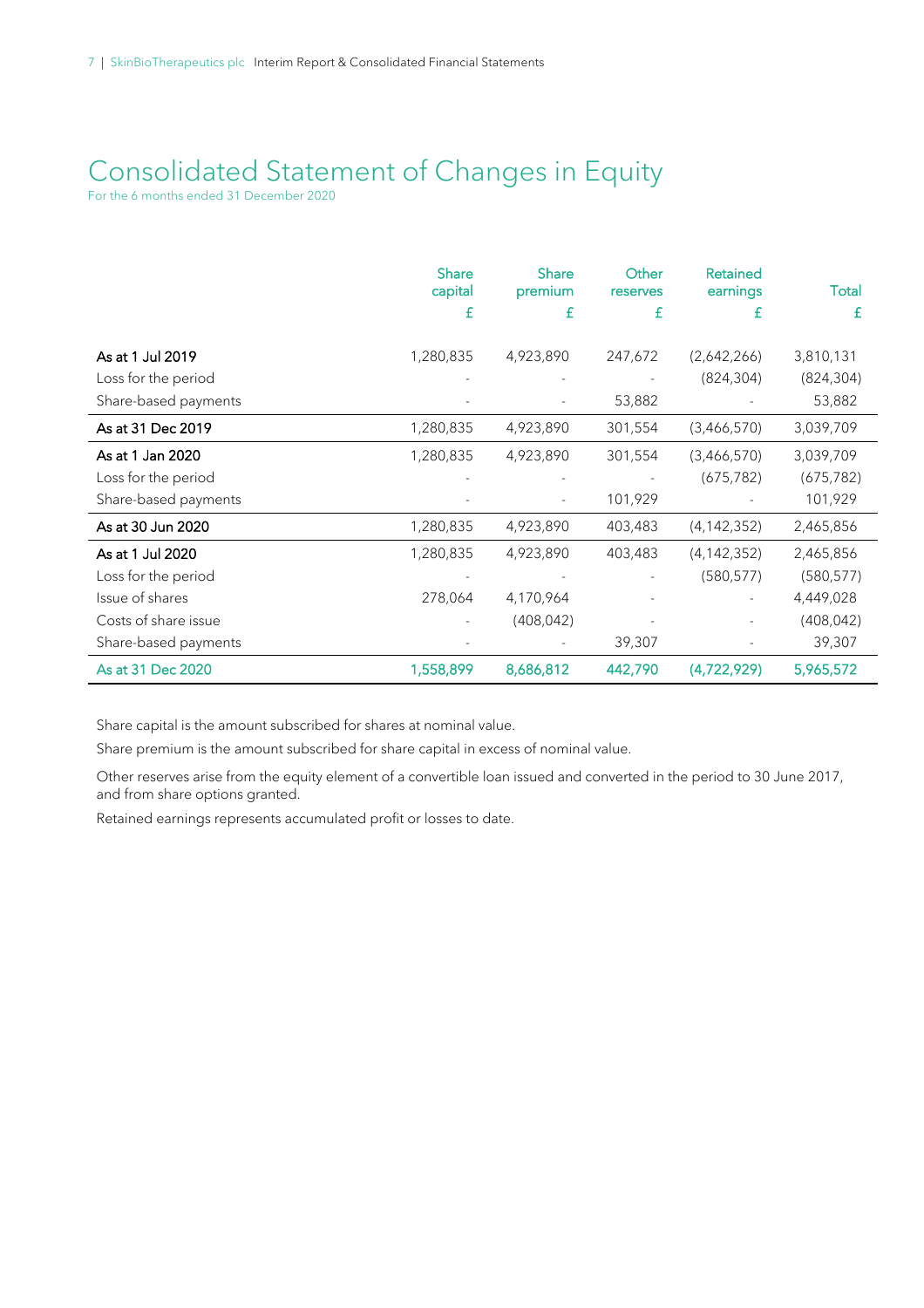# Consolidated Statement of Changes in Equity

For the 6 months ended 31 December 2020

| | Share capital £ | Share premium £ | Other reserves £ | Retained earnings £ | Total £ |
|---|---|---|---|---|---|
| **As at 1 Jul 2019** | 1,280,835 | 4,923,890 | 247,672 | (2,642,266) | 3,810,131 |
| Loss for the period | - | - | - | (824,304) | (824,304) |
| Share-based payments | - | - | 53,882 | - | 53,882 |
| **As at 31 Dec 2019** | 1,280,835 | 4,923,890 | 301,554 | (3,466,570) | 3,039,709 |
| **As at 1 Jan 2020** | 1,280,835 | 4,923,890 | 301,554 | (3,466,570) | 3,039,709 |
| Loss for the period | - | - | - | (675,782) | (675,782) |
| Share-based payments | - | - | 101,929 | - | 101,929 |
| **As at 30 Jun 2020** | 1,280,835 | 4,923,890 | 403,483 | (4,142,352) | 2,465,856 |
| **As at 1 Jul 2020** | 1,280,835 | 4,923,890 | 403,483 | (4,142,352) | 2,465,856 |
| Loss for the period | - | - | - | (580,577) | (580,577) |
| Issue of shares | 278,064 | 4,170,964 | - | - | 4,449,028 |
| Costs of share issue | - | (408,042) | - | - | (408,042) |
| Share-based payments | - | - | 39,307 | - | 39,307 |
| **As at 31 Dec 2020** | **1,558,899** | **8,686,812** | **442,790** | **(4,722,929)** | **5,965,572** |

Share capital is the amount subscribed for shares at nominal value.

Share premium is the amount subscribed for share capital in excess of nominal value.

Other reserves arise from the equity element of a convertible loan issued and converted in the period to 30 June 2017, and from share options granted.

Retained earnings represents accumulated profit or losses to date.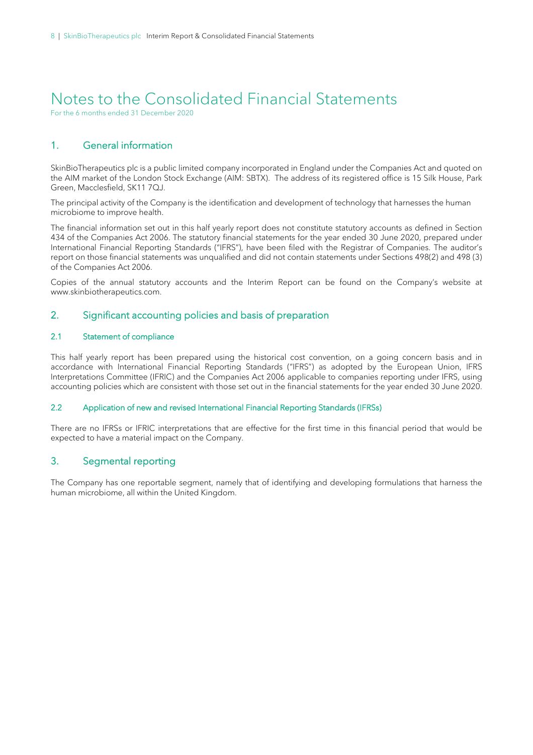# Notes to the Consolidated Financial Statements

For the 6 months ended 31 December 2020

## 1. General information

SkinBioTherapeutics plc is a public limited company incorporated in England under the Companies Act and quoted on the AIM market of the London Stock Exchange (AIM: SBTX). The address of its registered office is 15 Silk House, Park Green, Macclesfield, SK11 7QJ.

The principal activity of the Company is the identification and development of technology that harnesses the human microbiome to improve health.

The financial information set out in this half yearly report does not constitute statutory accounts as defined in Section 434 of the Companies Act 2006. The statutory financial statements for the year ended 30 June 2020, prepared under International Financial Reporting Standards ("IFRS"), have been filed with the Registrar of Companies. The auditor's report on those financial statements was unqualified and did not contain statements under Sections 498(2) and 498 (3) of the Companies Act 2006.

Copies of the annual statutory accounts and the Interim Report can be found on the Company's website at www.skinbiotherapeutics.com.

## 2. Significant accounting policies and basis of preparation

### 2.1 Statement of compliance

This half yearly report has been prepared using the historical cost convention, on a going concern basis and in accordance with International Financial Reporting Standards ("IFRS") as adopted by the European Union, IFRS Interpretations Committee (IFRIC) and the Companies Act 2006 applicable to companies reporting under IFRS, using accounting policies which are consistent with those set out in the financial statements for the year ended 30 June 2020.

### 2.2 Application of new and revised International Financial Reporting Standards (IFRSs)

There are no IFRSs or IFRIC interpretations that are effective for the first time in this financial period that would be expected to have a material impact on the Company.

## 3. Segmental reporting

The Company has one reportable segment, namely that of identifying and developing formulations that harness the human microbiome, all within the United Kingdom.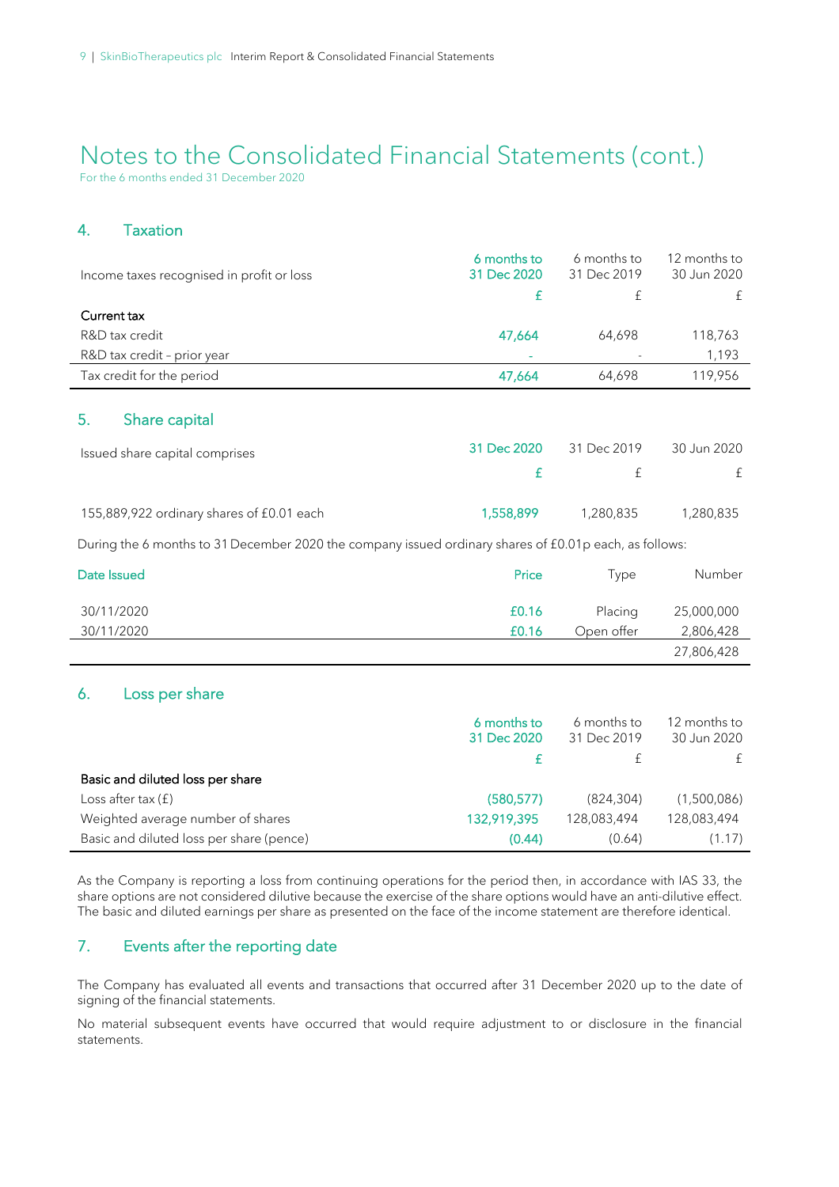# Notes to the Consolidated Financial Statements (cont.)

For the 6 months ended 31 December 2020

## 4. Taxation

| Income taxes recognised in profit or loss | 6 months to 31 Dec 2020 | 6 months to 31 Dec 2019 | 12 months to 30 Jun 2020 |
|---|---|---|---|
| | £ | £ | £ |
| **Current tax** | | | |
| R&D tax credit | 47,664 | 64,698 | 118,763 |
| R&D tax credit – prior year | - | - | 1,193 |
| Tax credit for the period | 47,664 | 64,698 | 119,956 |

## 5. Share capital

| Issued share capital comprises | 31 Dec 2020 | 31 Dec 2019 | 30 Jun 2020 |
|---|---|---|---|
| | £ | £ | £ |
| 155,889,922 ordinary shares of £0.01 each | 1,558,899 | 1,280,835 | 1,280,835 |

During the 6 months to 31 December 2020 the company issued ordinary shares of £0.01p each, as follows:

| Date Issued | Price | Type | Number |
|---|---|---|---|
| 30/11/2020 | £0.16 | Placing | 25,000,000 |
| 30/11/2020 | £0.16 | Open offer | 2,806,428 |
| | | | 27,806,428 |

## 6. Loss per share

| | 6 months to 31 Dec 2020 | 6 months to 31 Dec 2019 | 12 months to 30 Jun 2020 |
|---|---|---|---|
| | £ | £ | £ |
| **Basic and diluted loss per share** | | | |
| Loss after tax (£) | (580,577) | (824,304) | (1,500,086) |
| Weighted average number of shares | 132,919,395 | 128,083,494 | 128,083,494 |
| Basic and diluted loss per share (pence) | (0.44) | (0.64) | (1.17) |

As the Company is reporting a loss from continuing operations for the period then, in accordance with IAS 33, the share options are not considered dilutive because the exercise of the share options would have an anti-dilutive effect. The basic and diluted earnings per share as presented on the face of the income statement are therefore identical.

## 7. Events after the reporting date

The Company has evaluated all events and transactions that occurred after 31 December 2020 up to the date of signing of the financial statements.

No material subsequent events have occurred that would require adjustment to or disclosure in the financial statements.